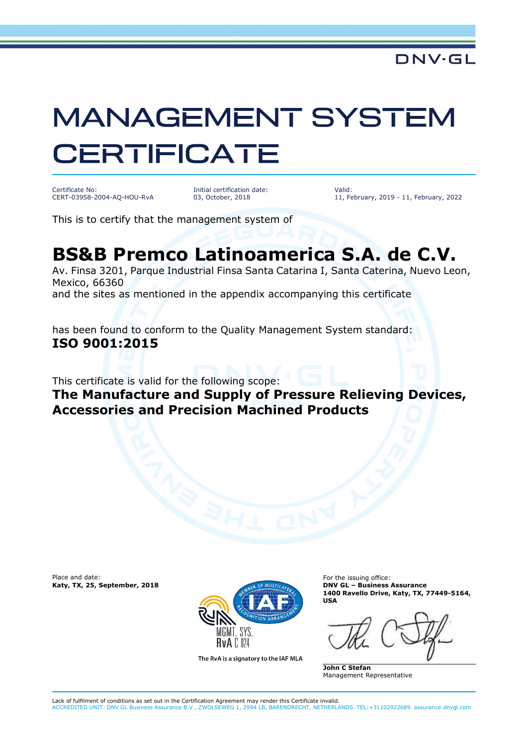DNV·GL

# MANAGEMENT SYSTEM CERTIFICATE

Certificate No:
CERT-03958-2004-AQ-HOU-RvA

Initial certification date:
03, October, 2018

Valid:
11, February, 2019 - 11, February, 2022

This is to certify that the management system of

## BS&B Premco Latinoamerica S.A. de C.V.

Av. Finsa 3201, Parque Industrial Finsa Santa Catarina I, Santa Caterina, Nuevo Leon, Mexico, 66360
and the sites as mentioned in the appendix accompanying this certificate

has been found to conform to the Quality Management System standard:
**ISO 9001:2015**

This certificate is valid for the following scope:
**The Manufacture and Supply of Pressure Relieving Devices, Accessories and Precision Machined Products**

Place and date:
**Katy, TX, 25, September, 2018**

MEMBER OF MULTILATERAL RECOGNITION ARRANGEMENT IAF
MGMT. SYS.
RvA C 024
The RvA is a signatory to the IAF MLA

For the issuing office:
**DNV GL – Business Assurance**
**1400 Ravello Drive, Katy, TX, 77449-5164, USA**

**John C Stefan**
Management Representative

Lack of fulfilment of conditions as set out in the Certification Agreement may render this Certificate invalid.
ACCREDITED UNIT: DNV GL Business Assurance B.V., ZWOLSEWEG 1, 2994 LB, BARENDRECHT, NETHERLANDS. TEL:+31102922689. assurance.dnvgl.com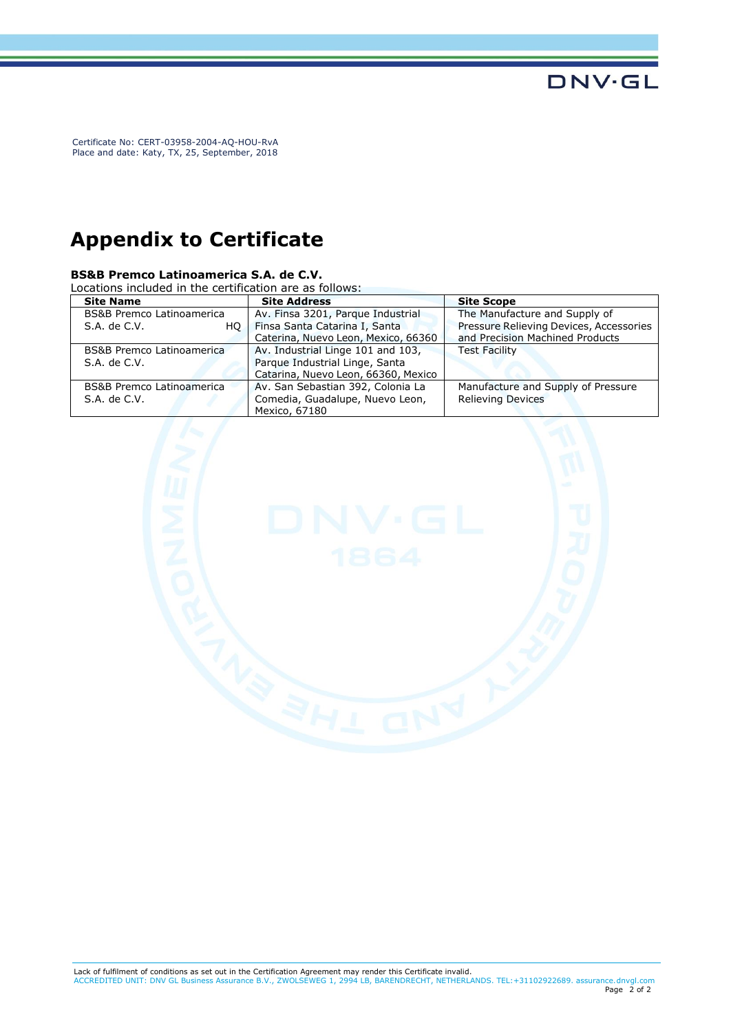Certificate No: CERT-03958-2004-AQ-HOU-RvA
Place and date: Katy, TX, 25, September, 2018

# Appendix to Certificate

**BS&B Premco Latinoamerica S.A. de C.V.**
Locations included in the certification are as follows:

| Site Name | Site Address | Site Scope |
|---|---|---|
| BS&B Premco Latinoamerica S.A. de C.V. HQ | Av. Finsa 3201, Parque Industrial Finsa Santa Catarina I, Santa Caterina, Nuevo Leon, Mexico, 66360 | The Manufacture and Supply of Pressure Relieving Devices, Accessories and Precision Machined Products |
| BS&B Premco Latinoamerica S.A. de C.V. | Av. Industrial Linge 101 and 103, Parque Industrial Linge, Santa Catarina, Nuevo Leon, 66360, Mexico | Test Facility |
| BS&B Premco Latinoamerica S.A. de C.V. | Av. San Sebastian 392, Colonia La Comedia, Guadalupe, Nuevo Leon, Mexico, 67180 | Manufacture and Supply of Pressure Relieving Devices |

Lack of fulfilment of conditions as set out in the Certification Agreement may render this Certificate invalid.
ACCREDITED UNIT: DNV GL Business Assurance B.V., ZWOLSEWEG 1, 2994 LB, BARENDRECHT, NETHERLANDS. TEL:+31102922689. assurance.dnvgl.com